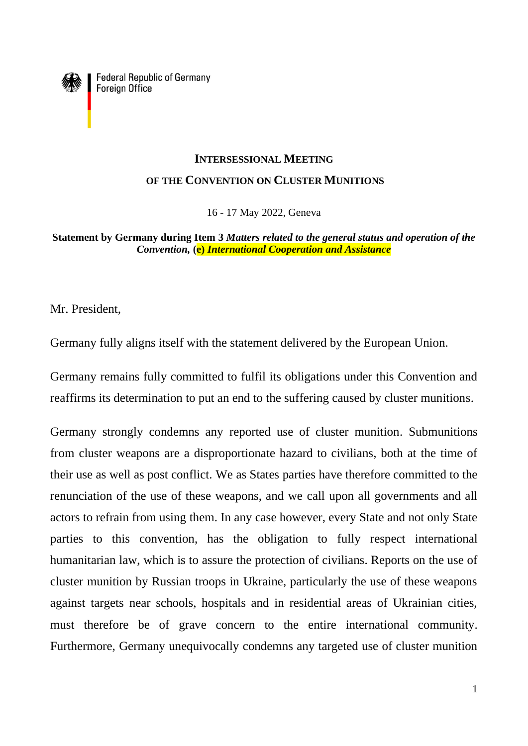Federal Republic of Germany
Foreign Office

# INTERSESSIONAL MEETING OF THE CONVENTION ON CLUSTER MUNITIONS

16 - 17 May 2022, Geneva

**Statement by Germany during Item 3 *Matters related to the general status and operation of the Convention,* (e) *International Cooperation and Assistance***

Mr. President,

Germany fully aligns itself with the statement delivered by the European Union.

Germany remains fully committed to fulfil its obligations under this Convention and reaffirms its determination to put an end to the suffering caused by cluster munitions.

Germany strongly condemns any reported use of cluster munition. Submunitions from cluster weapons are a disproportionate hazard to civilians, both at the time of their use as well as post conflict. We as States parties have therefore committed to the renunciation of the use of these weapons, and we call upon all governments and all actors to refrain from using them. In any case however, every State and not only State parties to this convention, has the obligation to fully respect international humanitarian law, which is to assure the protection of civilians. Reports on the use of cluster munition by Russian troops in Ukraine, particularly the use of these weapons against targets near schools, hospitals and in residential areas of Ukrainian cities, must therefore be of grave concern to the entire international community. Furthermore, Germany unequivocally condemns any targeted use of cluster munition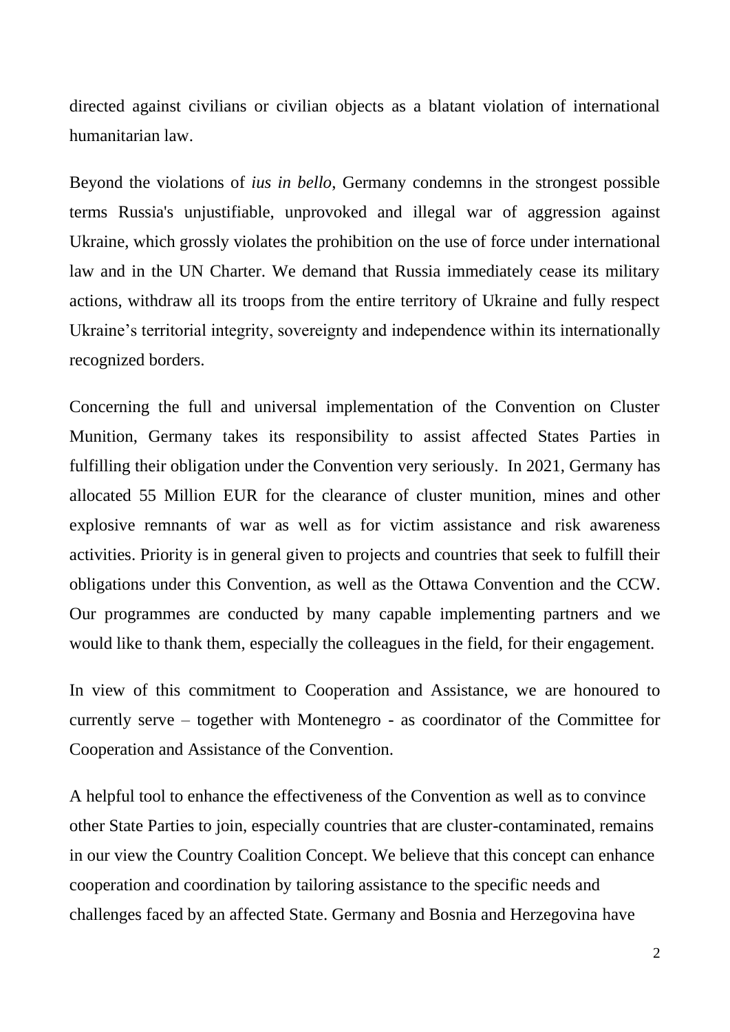directed against civilians or civilian objects as a blatant violation of international humanitarian law.

Beyond the violations of *ius in bello*, Germany condemns in the strongest possible terms Russia's unjustifiable, unprovoked and illegal war of aggression against Ukraine, which grossly violates the prohibition on the use of force under international law and in the UN Charter. We demand that Russia immediately cease its military actions, withdraw all its troops from the entire territory of Ukraine and fully respect Ukraine's territorial integrity, sovereignty and independence within its internationally recognized borders.

Concerning the full and universal implementation of the Convention on Cluster Munition, Germany takes its responsibility to assist affected States Parties in fulfilling their obligation under the Convention very seriously. In 2021, Germany has allocated 55 Million EUR for the clearance of cluster munition, mines and other explosive remnants of war as well as for victim assistance and risk awareness activities. Priority is in general given to projects and countries that seek to fulfill their obligations under this Convention, as well as the Ottawa Convention and the CCW. Our programmes are conducted by many capable implementing partners and we would like to thank them, especially the colleagues in the field, for their engagement.

In view of this commitment to Cooperation and Assistance, we are honoured to currently serve – together with Montenegro - as coordinator of the Committee for Cooperation and Assistance of the Convention.

A helpful tool to enhance the effectiveness of the Convention as well as to convince other State Parties to join, especially countries that are cluster-contaminated, remains in our view the Country Coalition Concept. We believe that this concept can enhance cooperation and coordination by tailoring assistance to the specific needs and challenges faced by an affected State. Germany and Bosnia and Herzegovina have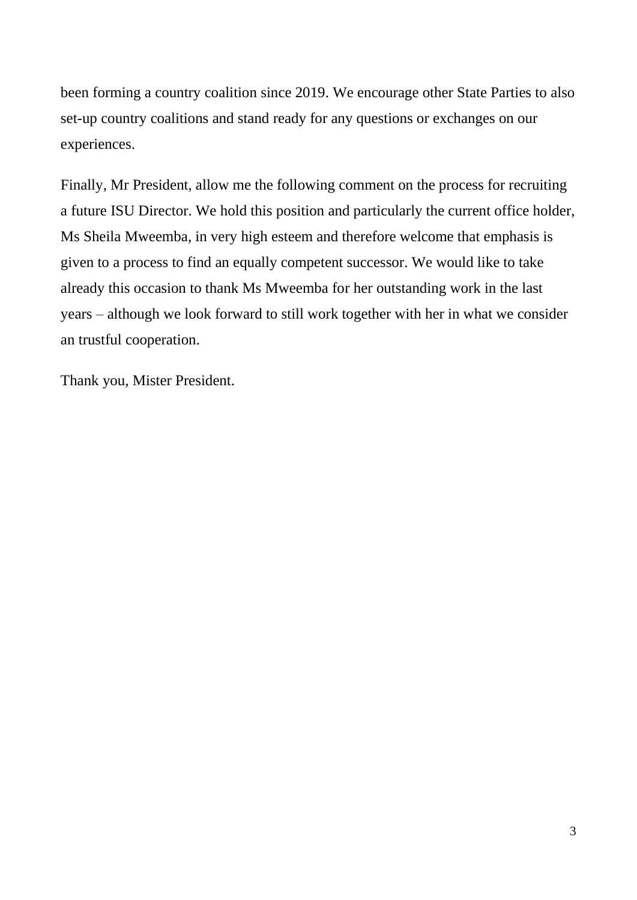been forming a country coalition since 2019. We encourage other State Parties to also set-up country coalitions and stand ready for any questions or exchanges on our experiences.

Finally, Mr President, allow me the following comment on the process for recruiting a future ISU Director. We hold this position and particularly the current office holder, Ms Sheila Mweemba, in very high esteem and therefore welcome that emphasis is given to a process to find an equally competent successor. We would like to take already this occasion to thank Ms Mweemba for her outstanding work in the last years – although we look forward to still work together with her in what we consider an trustful cooperation.

Thank you, Mister President.